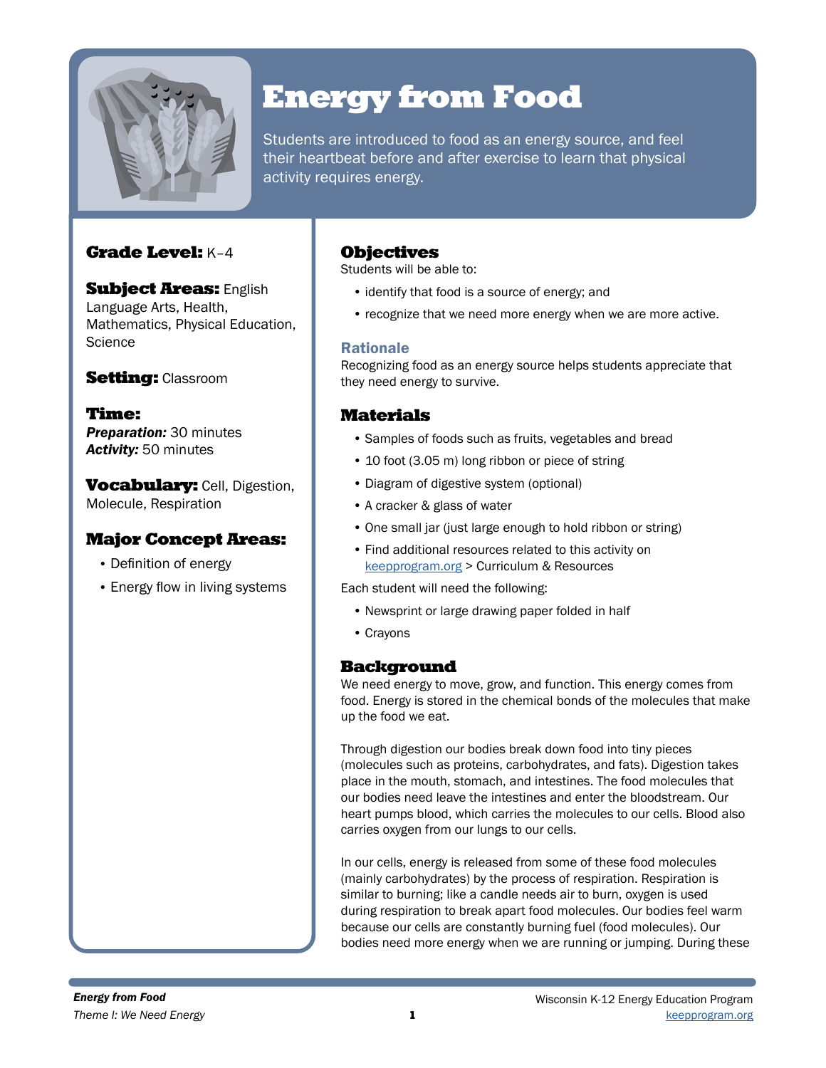# Energy from Food

Students are introduced to food as an energy source, and feel their heartbeat before and after exercise to learn that physical activity requires energy.

**Grade Level:** K–4

**Subject Areas:** English Language Arts, Health, Mathematics, Physical Education, Science

**Setting:** Classroom

**Time:**
***Preparation:*** 30 minutes
***Activity:*** 50 minutes

**Vocabulary:** Cell, Digestion, Molecule, Respiration

## Major Concept Areas:

- Definition of energy
- Energy flow in living systems

## Objectives

Students will be able to:

- identify that food is a source of energy; and
- recognize that we need more energy when we are more active.

### Rationale

Recognizing food as an energy source helps students appreciate that they need energy to survive.

## Materials

- Samples of foods such as fruits, vegetables and bread
- 10 foot (3.05 m) long ribbon or piece of string
- Diagram of digestive system (optional)
- A cracker & glass of water
- One small jar (just large enough to hold ribbon or string)
- Find additional resources related to this activity on keepprogram.org > Curriculum & Resources

Each student will need the following:

- Newsprint or large drawing paper folded in half
- Crayons

## Background

We need energy to move, grow, and function. This energy comes from food. Energy is stored in the chemical bonds of the molecules that make up the food we eat.

Through digestion our bodies break down food into tiny pieces (molecules such as proteins, carbohydrates, and fats). Digestion takes place in the mouth, stomach, and intestines. The food molecules that our bodies need leave the intestines and enter the bloodstream. Our heart pumps blood, which carries the molecules to our cells. Blood also carries oxygen from our lungs to our cells.

In our cells, energy is released from some of these food molecules (mainly carbohydrates) by the process of respiration. Respiration is similar to burning; like a candle needs air to burn, oxygen is used during respiration to break apart food molecules. Our bodies feel warm because our cells are constantly burning fuel (food molecules). Our bodies need more energy when we are running or jumping. During these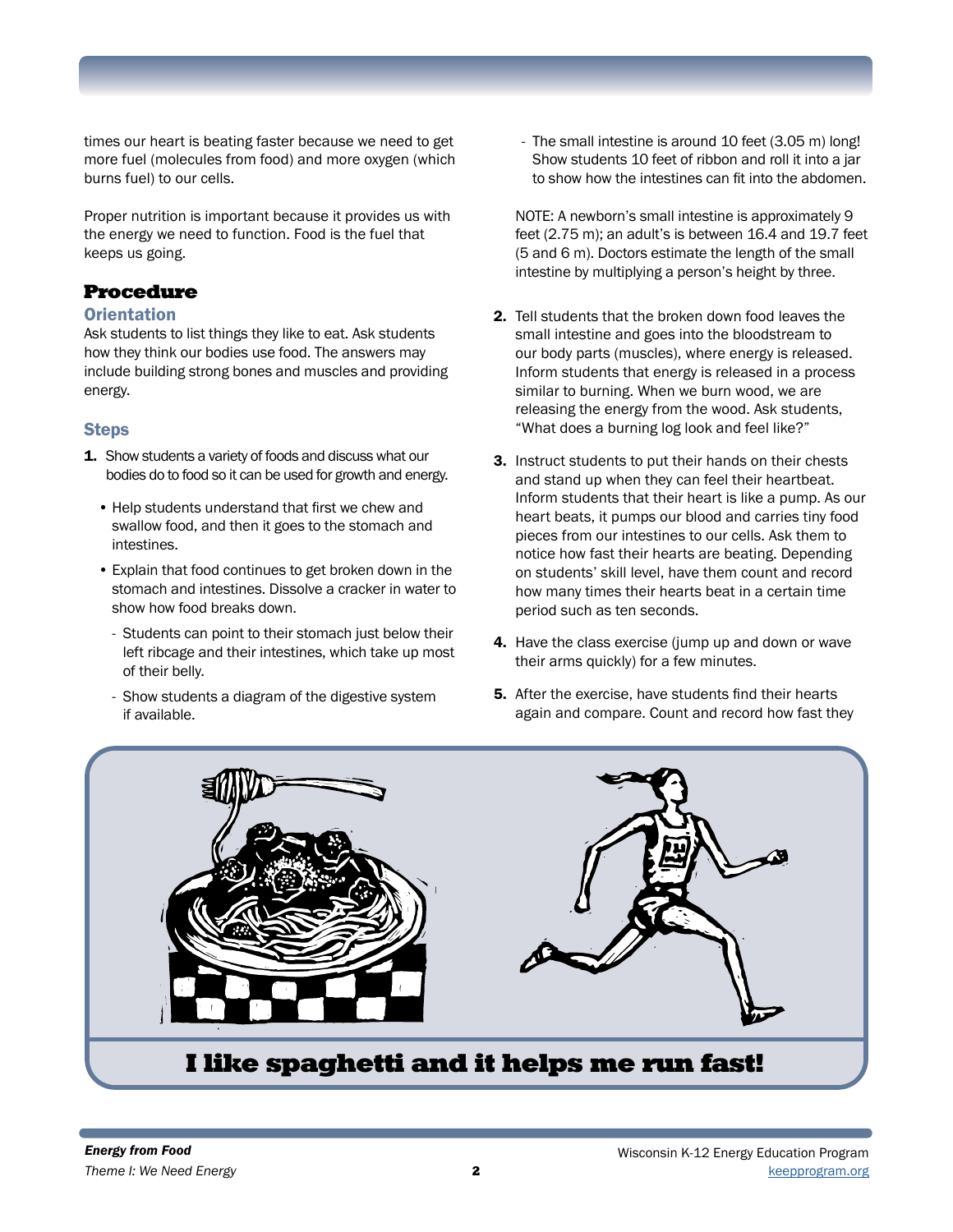times our heart is beating faster because we need to get more fuel (molecules from food) and more oxygen (which burns fuel) to our cells.

Proper nutrition is important because it provides us with the energy we need to function. Food is the fuel that keeps us going.

## Procedure

### Orientation

Ask students to list things they like to eat. Ask students how they think our bodies use food. The answers may include building strong bones and muscles and providing energy.

### Steps

1. Show students a variety of foods and discuss what our bodies do to food so it can be used for growth and energy.
   - Help students understand that first we chew and swallow food, and then it goes to the stomach and intestines.
   - Explain that food continues to get broken down in the stomach and intestines. Dissolve a cracker in water to show how food breaks down.
     - Students can point to their stomach just below their left ribcage and their intestines, which take up most of their belly.
     - Show students a diagram of the digestive system if available.
     - The small intestine is around 10 feet (3.05 m) long! Show students 10 feet of ribbon and roll it into a jar to show how the intestines can fit into the abdomen.

   NOTE: A newborn's small intestine is approximately 9 feet (2.75 m); an adult's is between 16.4 and 19.7 feet (5 and 6 m). Doctors estimate the length of the small intestine by multiplying a person's height by three.

2. Tell students that the broken down food leaves the small intestine and goes into the bloodstream to our body parts (muscles), where energy is released. Inform students that energy is released in a process similar to burning. When we burn wood, we are releasing the energy from the wood. Ask students, "What does a burning log look and feel like?"
3. Instruct students to put their hands on their chests and stand up when they can feel their heartbeat. Inform students that their heart is like a pump. As our heart beats, it pumps our blood and carries tiny food pieces from our intestines to our cells. Ask them to notice how fast their hearts are beating. Depending on students' skill level, have them count and record how many times their hearts beat in a certain time period such as ten seconds.
4. Have the class exercise (jump up and down or wave their arms quickly) for a few minutes.
5. After the exercise, have students find their hearts again and compare. Count and record how fast they

**I like spaghetti and it helps me run fast!**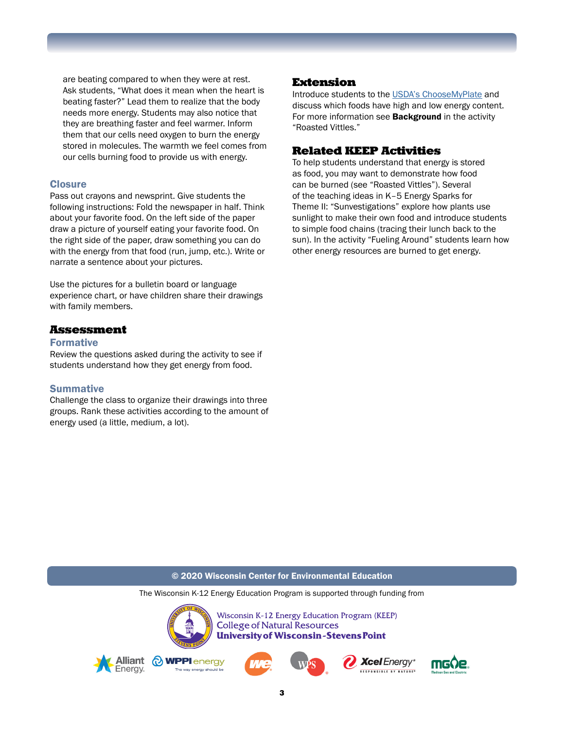are beating compared to when they were at rest. Ask students, "What does it mean when the heart is beating faster?" Lead them to realize that the body needs more energy. Students may also notice that they are breathing faster and feel warmer. Inform them that our cells need oxygen to burn the energy stored in molecules. The warmth we feel comes from our cells burning food to provide us with energy.

### Closure

Pass out crayons and newsprint. Give students the following instructions: Fold the newspaper in half. Think about your favorite food. On the left side of the paper draw a picture of yourself eating your favorite food. On the right side of the paper, draw something you can do with the energy from that food (run, jump, etc.). Write or narrate a sentence about your pictures.

Use the pictures for a bulletin board or language experience chart, or have children share their drawings with family members.

## Assessment

### Formative

Review the questions asked during the activity to see if students understand how they get energy from food.

### Summative

Challenge the class to organize their drawings into three groups. Rank these activities according to the amount of energy used (a little, medium, a lot).

## Extension

Introduce students to the USDA's ChooseMyPlate and discuss which foods have high and low energy content. For more information see **Background** in the activity "Roasted Vittles."

## Related KEEP Activities

To help students understand that energy is stored as food, you may want to demonstrate how food can be burned (see "Roasted Vittles"). Several of the teaching ideas in K–5 Energy Sparks for Theme II: "Sunvestigations" explore how plants use sunlight to make their own food and introduce students to simple food chains (tracing their lunch back to the sun). In the activity "Fueling Around" students learn how other energy resources are burned to get energy.

© 2020 Wisconsin Center for Environmental Education

The Wisconsin K-12 Energy Education Program is supported through funding from

Wisconsin K-12 Energy Education Program (KEEP)
College of Natural Resources
University of Wisconsin-Stevens Point

Alliant Energy. WPPI energy — The way energy should be. We. WPS. Xcel Energy — Responsible by Nature. MGE — Madison Gas and Electric